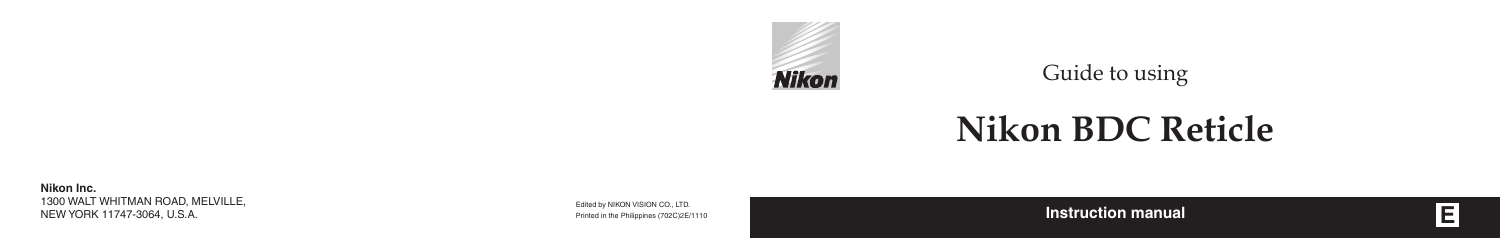Nikon

Guide to using

# Nikon BDC Reticle

**Instruction manual**

E

**Nikon Inc.**
1300 WALT WHITMAN ROAD, MELVILLE,
NEW YORK 11747-3064, U.S.A.

Edited by NIKON VISION CO., LTD.
Printed in the Philippines (702C)2E/1110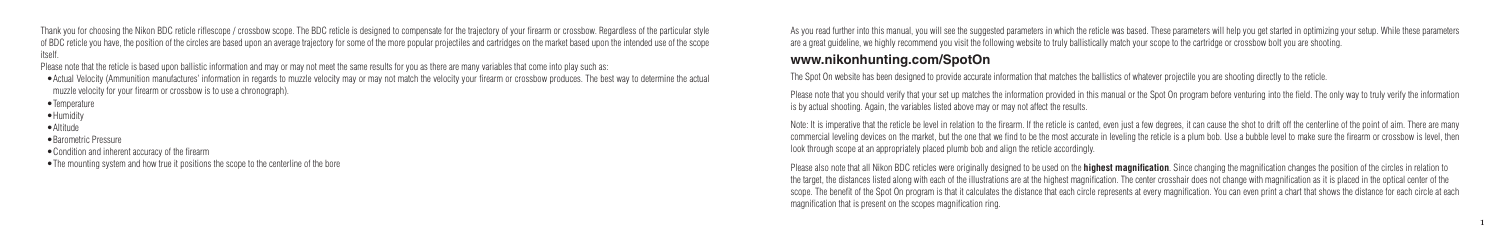Thank you for choosing the Nikon BDC reticle riflescope / crossbow scope. The BDC reticle is designed to compensate for the trajectory of your firearm or crossbow. Regardless of the particular style of BDC reticle you have, the position of the circles are based upon an average trajectory for some of the more popular projectiles and cartridges on the market based upon the intended use of the scope itself.

Please note that the reticle is based upon ballistic information and may or may not meet the same results for you as there are many variables that come into play such as:

- Actual Velocity (Ammunition manufactures' information in regards to muzzle velocity may or may not match the velocity your firearm or crossbow produces. The best way to determine the actual muzzle velocity for your firearm or crossbow is to use a chronograph).
- Temperature
- Humidity
- Altitude
- Barometric Pressure
- Condition and inherent accuracy of the firearm
- The mounting system and how true it positions the scope to the centerline of the bore

As you read further into this manual, you will see the suggested parameters in which the reticle was based. These parameters will help you get started in optimizing your setup. While these parameters are a great guideline, we highly recommend you visit the following website to truly ballistically match your scope to the cartridge or crossbow bolt you are shooting.

## www.nikonhunting.com/SpotOn

The Spot On website has been designed to provide accurate information that matches the ballistics of whatever projectile you are shooting directly to the reticle.

Please note that you should verify that your set up matches the information provided in this manual or the Spot On program before venturing into the field. The only way to truly verify the information is by actual shooting. Again, the variables listed above may or may not affect the results.

Note: It is imperative that the reticle be level in relation to the firearm. If the reticle is canted, even just a few degrees, it can cause the shot to drift off the centerline of the point of aim. There are many commercial leveling devices on the market, but the one that we find to be the most accurate in leveling the reticle is a plum bob. Use a bubble level to make sure the firearm or crossbow is level, then look through scope at an appropriately placed plumb bob and align the reticle accordingly.

Please also note that all Nikon BDC reticles were originally designed to be used on the **highest magnification**. Since changing the magnification changes the position of the circles in relation to the target, the distances listed along with each of the illustrations are at the highest magnification. The center crosshair does not change with magnification as it is placed in the optical center of the scope. The benefit of the Spot On program is that it calculates the distance that each circle represents at every magnification. You can even print a chart that shows the distance for each circle at each magnification that is present on the scopes magnification ring.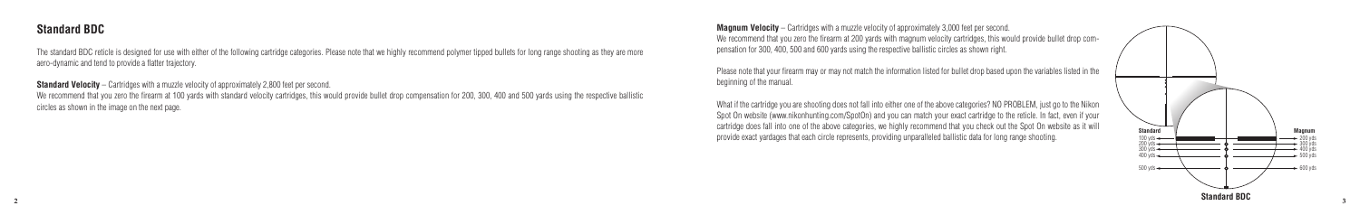## Standard BDC

The standard BDC reticle is designed for use with either of the following cartridge categories. Please note that we highly recommend polymer tipped bullets for long range shooting as they are more aero-dynamic and tend to provide a flatter trajectory.

**Standard Velocity** – Cartridges with a muzzle velocity of approximately 2,800 feet per second.
We recommend that you zero the firearm at 100 yards with standard velocity cartridges, this would provide bullet drop compensation for 200, 300, 400 and 500 yards using the respective ballistic circles as shown in the image on the next page.

**Magnum Velocity** – Cartridges with a muzzle velocity of approximately 3,000 feet per second.
We recommend that you zero the firearm at 200 yards with magnum velocity cartridges, this would provide bullet drop compensation for 300, 400, 500 and 600 yards using the respective ballistic circles as shown right.

Please note that your firearm may or may not match the information listed for bullet drop based upon the variables listed in the beginning of the manual.

What if the cartridge you are shooting does not fall into either one of the above categories? NO PROBLEM, just go to the Nikon Spot On website (www.nikonhunting.com/SpotOn) and you can match your exact cartridge to the reticle. In fact, even if your cartridge does fall into one of the above categories, we highly recommend that you check out the Spot On website as it will provide exact yardages that each circle represents, providing unparalleled ballistic data for long range shooting.

| Standard | Magnum |
| --- | --- |
| 100 yds | 200 yds |
| 200 yds | 300 yds |
| 300 yds | 400 yds |
| 400 yds | 500 yds |
| 500 yds | 600 yds |

**Standard BDC**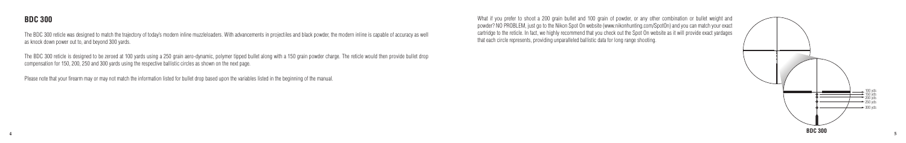## BDC 300

The BDC 300 reticle was designed to match the trajectory of today's modern inline muzzleloaders. With advancements in projectiles and black powder, the modern inline is capable of accuracy as well as knock down power out to, and beyond 300 yards.

The BDC 300 reticle is designed to be zeroed at 100 yards using a 250 grain aero-dynamic, polymer tipped bullet along with a 150 grain powder charge. The reticle would then provide bullet drop compensation for 150, 200, 250 and 300 yards using the respective ballistic circles as shown on the next page.

Please note that your firearm may or may not match the information listed for bullet drop based upon the variables listed in the beginning of the manual.

What if you prefer to shoot a 200 grain bullet and 100 grain of powder, or any other combination or bullet weight and powder? NO PROBLEM, just go to the Nikon Spot On website (www.nikonhunting.com/SpotOn) and you can match your exact cartridge to the reticle. In fact, we highly recommend that you check out the Spot On website as it will provide exact yardages that each circle represents, providing unparalleled ballistic data for long range shooting.

100 yds
150 yds
200 yds
250 yds
300 yds

BDC 300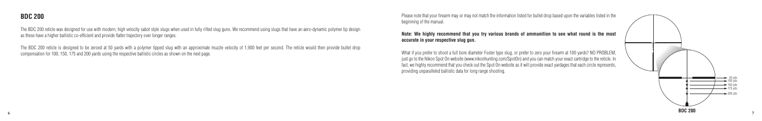## BDC 200

The BDC 200 reticle was designed for use with modern, high velocity sabot style slugs when used in fully rifled slug guns. We recommend using slugs that have an aero-dynamic polymer tip design as these have a higher ballistic co-efficient and provide flatter trajectory over longer ranges.

The BDC 200 reticle is designed to be zeroed at 50 yards with a polymer tipped slug with an approximate muzzle velocity of 1,900 feet per second. The reticle would then provide bullet drop compensation for 100, 150, 175 and 200 yards using the respective ballistic circles as shown on the next page.

Please note that your firearm may or may not match the information listed for bullet drop based upon the variables listed in the beginning of the manual.

**Note: We highly recommend that you try various brands of ammunition to see what round is the most accurate in your respective slug gun.**

What if you prefer to shoot a full bore diameter Foster type slug, or prefer to zero your firearm at 100 yards? NO PROBLEM, just go to the Nikon Spot On website (www.nikonhunting.com/SpotOn) and you can match your exact cartridge to the reticle. In fact, we highly recommend that you check out the Spot On website as it will provide exact yardages that each circle represents, providing unparalleled ballistic data for long range shooting.

50 yds
100 yds
150 yds
175 yds
200 yds

**BDC 200**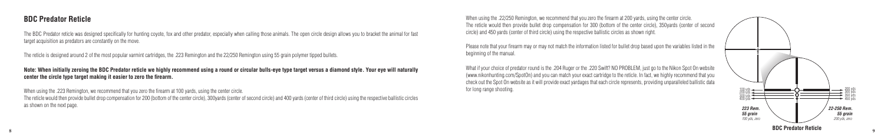## BDC Predator Reticle

The BDC Predator reticle was designed specifically for hunting coyote, fox and other predator, especially when calling those animals. The open circle design allows you to bracket the animal for fast target acquisition as predators are constantly on the move.

The reticle is designed around 2 of the most popular varmint cartridges, the .223 Remington and the 22/250 Remington using 55 grain polymer tipped bullets.

**Note: When initially zeroing the BDC Predator reticle we highly recommend using a round or circular bulls-eye type target versus a diamond style. Your eye will naturally center the circle type target making it easier to zero the firearm.**

When using the .223 Remington, we recommend that you zero the firearm at 100 yards, using the center circle.
The reticle would then provide bullet drop compensation for 200 (bottom of the center circle), 300yards (center of second circle) and 400 yards (center of third circle) using the respective ballistic circles as shown on the next page.

When using the .22/250 Remington, we recommend that you zero the firearm at 200 yards, using the center circle.
The reticle would then provide bullet drop compensation for 300 (bottom of the center circle), 350yards (center of second circle) and 450 yards (center of third circle) using the respective ballistic circles as shown right.

Please note that your firearm may or may not match the information listed for bullet drop based upon the variables listed in the beginning of the manual.

What if your choice of predator round is the .204 Ruger or the .220 Swift? NO PROBLEM, just go to the Nikon Spot On website (www.nikonhunting.com/SpotOn) and you can match your exact cartridge to the reticle. In fact, we highly recommend that you check out the Spot On website as it will provide exact yardages that each circle represents, providing unparalleled ballistic data for long range shooting.

100 yds
200 yds
300 yds
400 yds

***223 Rem. 55 grain***
*100 yds. zero*

300 yds
300 yds
350 yds
450 yds

***22-250 Rem. 55 grain***
*200 yds. zero*

**BDC Predator Reticle**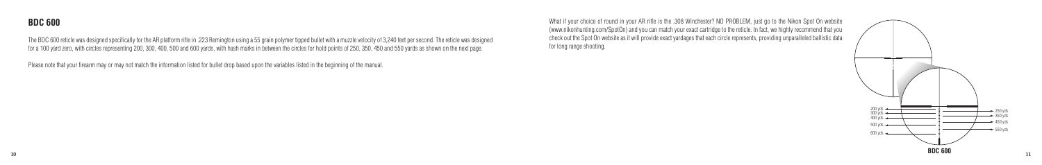## BDC 600

The BDC 600 reticle was designed specifically for the AR platform rifle in .223 Remington using a 55 grain polymer tipped bullet with a muzzle velocity of 3,240 feet per second. The reticle was designed for a 100 yard zero, with circles representing 200, 300, 400, 500 and 600 yards, with hash marks in between the circles for hold points of 250, 350, 450 and 550 yards as shown on the next page.

Please note that your firearm may or may not match the information listed for bullet drop based upon the variables listed in the beginning of the manual.

What if your choice of round in your AR rifle is the .308 Winchester? NO PROBLEM, just go to the Nikon Spot On website (www.nikonhunting.com/SpotOn) and you can match your exact cartridge to the reticle. In fact, we highly recommend that you check out the Spot On website as it will provide exact yardages that each circle represents, providing unparalleled ballistic data for long range shooting.

200 yds
300 yds
400 yds
500 yds
600 yds

250 yds
350 yds
450 yds
550 yds

**BDC 600**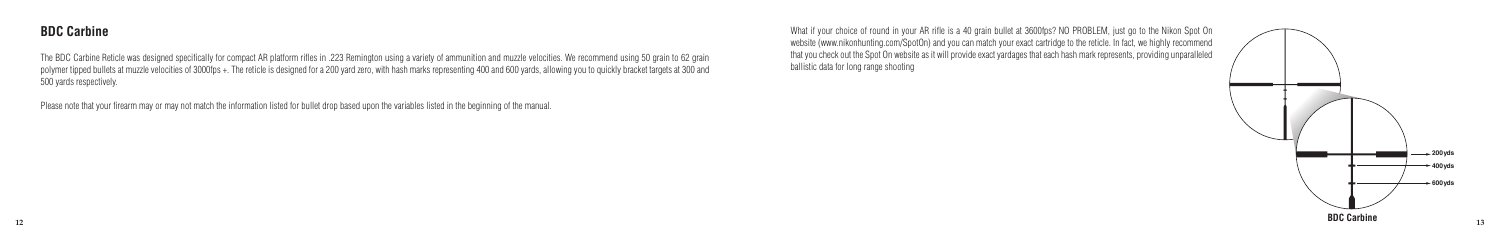## BDC Carbine

The BDC Carbine Reticle was designed specifically for compact AR platform rifles in .223 Remington using a variety of ammunition and muzzle velocities. We recommend using 50 grain to 62 grain polymer tipped bullets at muzzle velocities of 3000fps +. The reticle is designed for a 200 yard zero, with hash marks representing 400 and 600 yards, allowing you to quickly bracket targets at 300 and 500 yards respectively.

Please note that your firearm may or may not match the information listed for bullet drop based upon the variables listed in the beginning of the manual.

What if your choice of round in your AR rifle is a 40 grain bullet at 3600fps? NO PROBLEM, just go to the Nikon Spot On website (www.nikonhunting.com/SpotOn) and you can match your exact cartridge to the reticle. In fact, we highly recommend that you check out the Spot On website as it will provide exact yardages that each hash mark represents, providing unparalleled ballistic data for long range shooting

200yds

400yds

600yds

BDC Carbine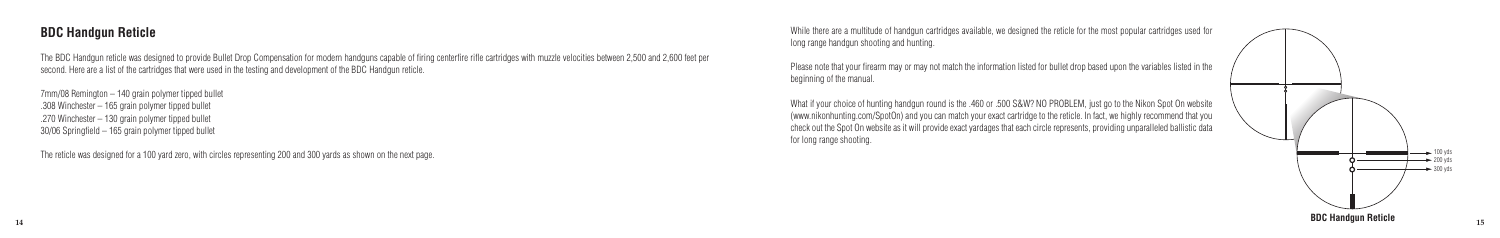## BDC Handgun Reticle

The BDC Handgun reticle was designed to provide Bullet Drop Compensation for modern handguns capable of firing centerfire rifle cartridges with muzzle velocities between 2,500 and 2,600 feet per second. Here are a list of the cartridges that were used in the testing and development of the BDC Handgun reticle.

7mm/08 Remington – 140 grain polymer tipped bullet
.308 Winchester – 165 grain polymer tipped bullet
.270 Winchester – 130 grain polymer tipped bullet
30/06 Springfield – 165 grain polymer tipped bullet

The reticle was designed for a 100 yard zero, with circles representing 200 and 300 yards as shown on the next page.

While there are a multitude of handgun cartridges available, we designed the reticle for the most popular cartridges used for long range handgun shooting and hunting.

Please note that your firearm may or may not match the information listed for bullet drop based upon the variables listed in the beginning of the manual.

What if your choice of hunting handgun round is the .460 or .500 S&W? NO PROBLEM, just go to the Nikon Spot On website (www.nikonhunting.com/SpotOn) and you can match your exact cartridge to the reticle. In fact, we highly recommend that you check out the Spot On website as it will provide exact yardages that each circle represents, providing unparalleled ballistic data for long range shooting.

100 yds
200 yds
300 yds

**BDC Handgun Reticle**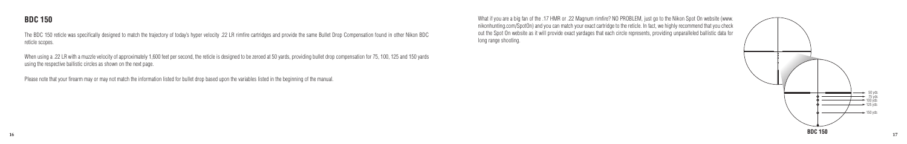## BDC 150

The BDC 150 reticle was specifically designed to match the trajectory of today's hyper velocity .22 LR rimfire cartridges and provide the same Bullet Drop Compensation found in other Nikon BDC reticle scopes.

When using a .22 LR with a muzzle velocity of approximately 1,600 feet per second, the reticle is designed to be zeroed at 50 yards, providing bullet drop compensation for 75, 100, 125 and 150 yards using the respective ballistic circles as shown on the next page.

Please note that your firearm may or may not match the information listed for bullet drop based upon the variables listed in the beginning of the manual.

What if you are a big fan of the .17 HMR or .22 Magnum rimfire? NO PROBLEM, just go to the Nikon Spot On website (www.nikonhunting.com/SpotOn) and you can match your exact cartridge to the reticle. In fact, we highly recommend that you check out the Spot On website as it will provide exact yardages that each circle represents, providing unparalleled ballistic data for long range shooting.

50 yds
75 yds
100 yds
125 yds
150 yds

BDC 150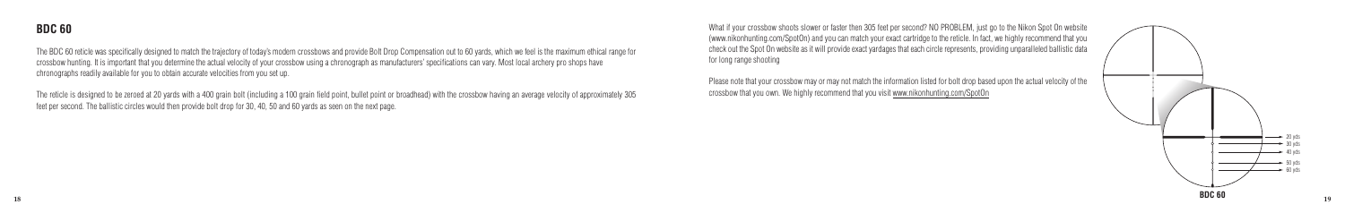## BDC 60

The BDC 60 reticle was specifically designed to match the trajectory of today's modern crossbows and provide Bolt Drop Compensation out to 60 yards, which we feel is the maximum ethical range for crossbow hunting. It is important that you determine the actual velocity of your crossbow using a chronograph as manufacturers' specifications can vary. Most local archery pro shops have chronographs readily available for you to obtain accurate velocities from you set up.

The reticle is designed to be zeroed at 20 yards with a 400 grain bolt (including a 100 grain field point, bullet point or broadhead) with the crossbow having an average velocity of approximately 305 feet per second. The ballistic circles would then provide bolt drop for 30, 40, 50 and 60 yards as seen on the next page.

What if your crossbow shoots slower or faster then 305 feet per second? NO PROBLEM, just go to the Nikon Spot On website (www.nikonhunting.com/SpotOn) and you can match your exact cartridge to the reticle. In fact, we highly recommend that you check out the Spot On website as it will provide exact yardages that each circle represents, providing unparalleled ballistic data for long range shooting

Please note that your crossbow may or may not match the information listed for bolt drop based upon the actual velocity of the crossbow that you own. We highly recommend that you visit www.nikonhunting.com/SpotOn

20 yds
30 yds
40 yds
50 yds
60 yds

BDC 60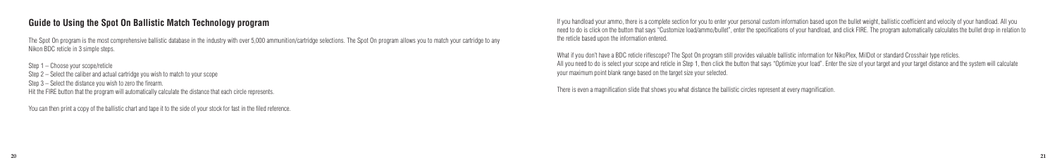## Guide to Using the Spot On Ballistic Match Technology program

The Spot On program is the most comprehensive ballistic database in the industry with over 5,000 ammunition/cartridge selections. The Spot On program allows you to match your cartridge to any Nikon BDC reticle in 3 simple steps.

Step 1 – Choose your scope/reticle
Step 2 – Select the caliber and actual cartridge you wish to match to your scope
Step 3 – Select the distance you wish to zero the firearm.
Hit the FIRE button that the program will automatically calculate the distance that each circle represents.

You can then print a copy of the ballistic chart and tape it to the side of your stock for fast in the filed reference.

If you handload your ammo, there is a complete section for you to enter your personal custom information based upon the bullet weight, ballistic coefficient and velocity of your handload. All you need to do is click on the button that says "Customize load/ammo/bullet", enter the specifications of your handload, and click FIRE. The program automatically calculates the bullet drop in relation to the reticle based upon the information entered.

What if you don't have a BDC reticle riflescope? The Spot On program still provides valuable ballistic information for NikoPlex, MilDot or standard Crosshair type reticles. All you need to do is select your scope and reticle in Step 1, then click the button that says "Optimize your load". Enter the size of your target and your target distance and the system will calculate your maximum point blank range based on the target size your selected.

There is even a magnification slide that shows you what distance the ballistic circles represent at every magnification.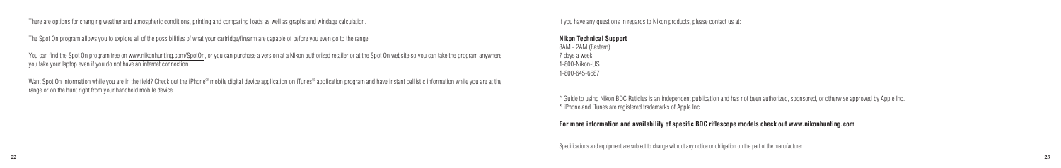There are options for changing weather and atmospheric conditions, printing and comparing loads as well as graphs and windage calculation.

The Spot On program allows you to explore all of the possibilities of what your cartridge/firearm are capable of before you even go to the range.

You can find the Spot On program free on www.nikonhunting.com/SpotOn, or you can purchase a version at a Nikon authorized retailer or at the Spot On website so you can take the program anywhere you take your laptop even if you do not have an internet connection.

Want Spot On information while you are in the field? Check out the iPhone® mobile digital device application on iTunes® application program and have instant ballistic information while you are at the range or on the hunt right from your handheld mobile device.

If you have any questions in regards to Nikon products, please contact us at:

**Nikon Technical Support**
8AM - 2AM (Eastern)
7 days a week
1-800-Nikon-US
1-800-645-6687

* Guide to using Nikon BDC Reticles is an independent publication and has not been authorized, sponsored, or otherwise approved by Apple Inc.
* iPhone and iTunes are registered trademarks of Apple Inc.

**For more information and availability of specific BDC riflescope models check out www.nikonhunting.com**

Specifications and equipment are subject to change without any notice or obligation on the part of the manufacturer.